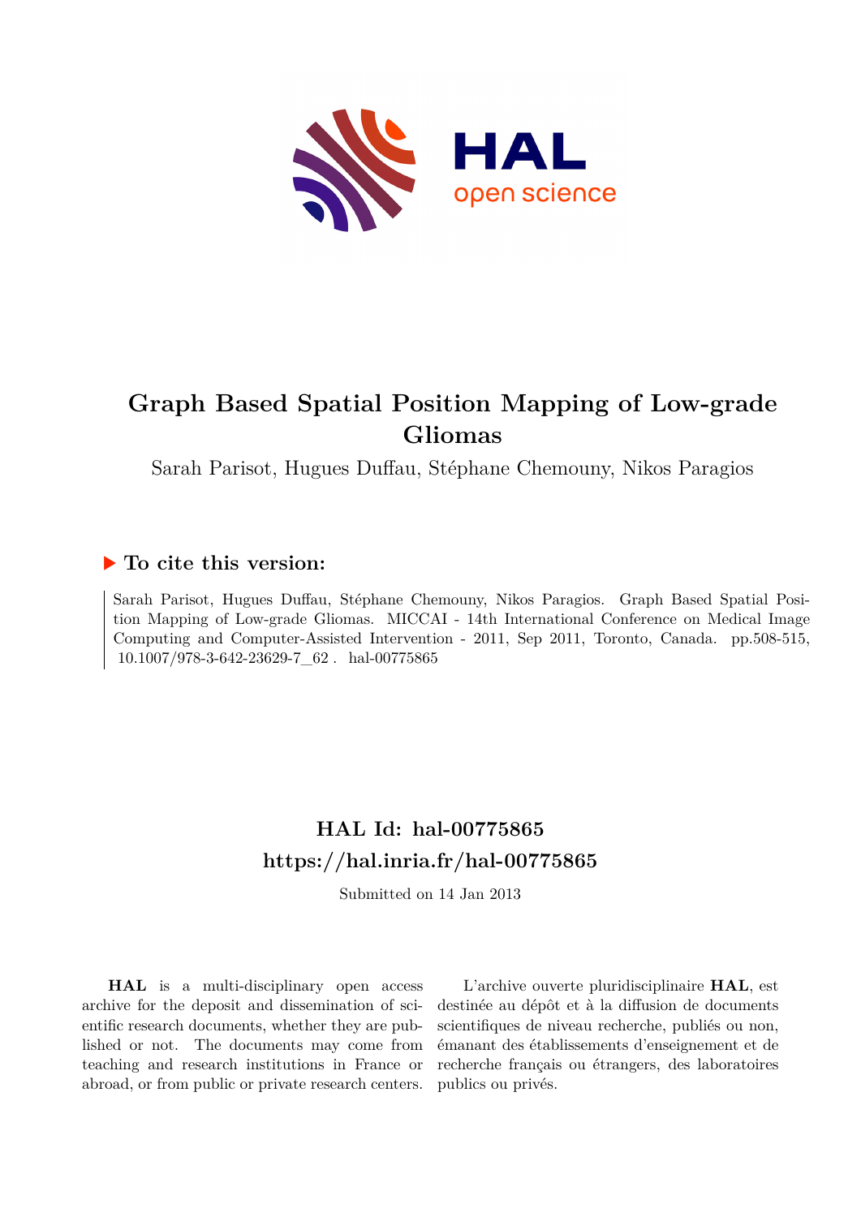# Graph Based Spatial Position Mapping of Low-grade Gliomas

Sarah Parisot, Hugues Duffau, Stéphane Chemouny, Nikos Paragios

## ▶ To cite this version:

Sarah Parisot, Hugues Duffau, Stéphane Chemouny, Nikos Paragios. Graph Based Spatial Position Mapping of Low-grade Gliomas. MICCAI - 14th International Conference on Medical Image Computing and Computer-Assisted Intervention - 2011, Sep 2011, Toronto, Canada. pp.508-515, 10.1007/978-3-642-23629-7_62 . hal-00775865

## HAL Id: hal-00775865
## https://hal.inria.fr/hal-00775865

Submitted on 14 Jan 2013

**HAL** is a multi-disciplinary open access archive for the deposit and dissemination of scientific research documents, whether they are published or not. The documents may come from teaching and research institutions in France or abroad, or from public or private research centers.

L'archive ouverte pluridisciplinaire **HAL**, est destinée au dépôt et à la diffusion de documents scientifiques de niveau recherche, publiés ou non, émanant des établissements d'enseignement et de recherche français ou étrangers, des laboratoires publics ou privés.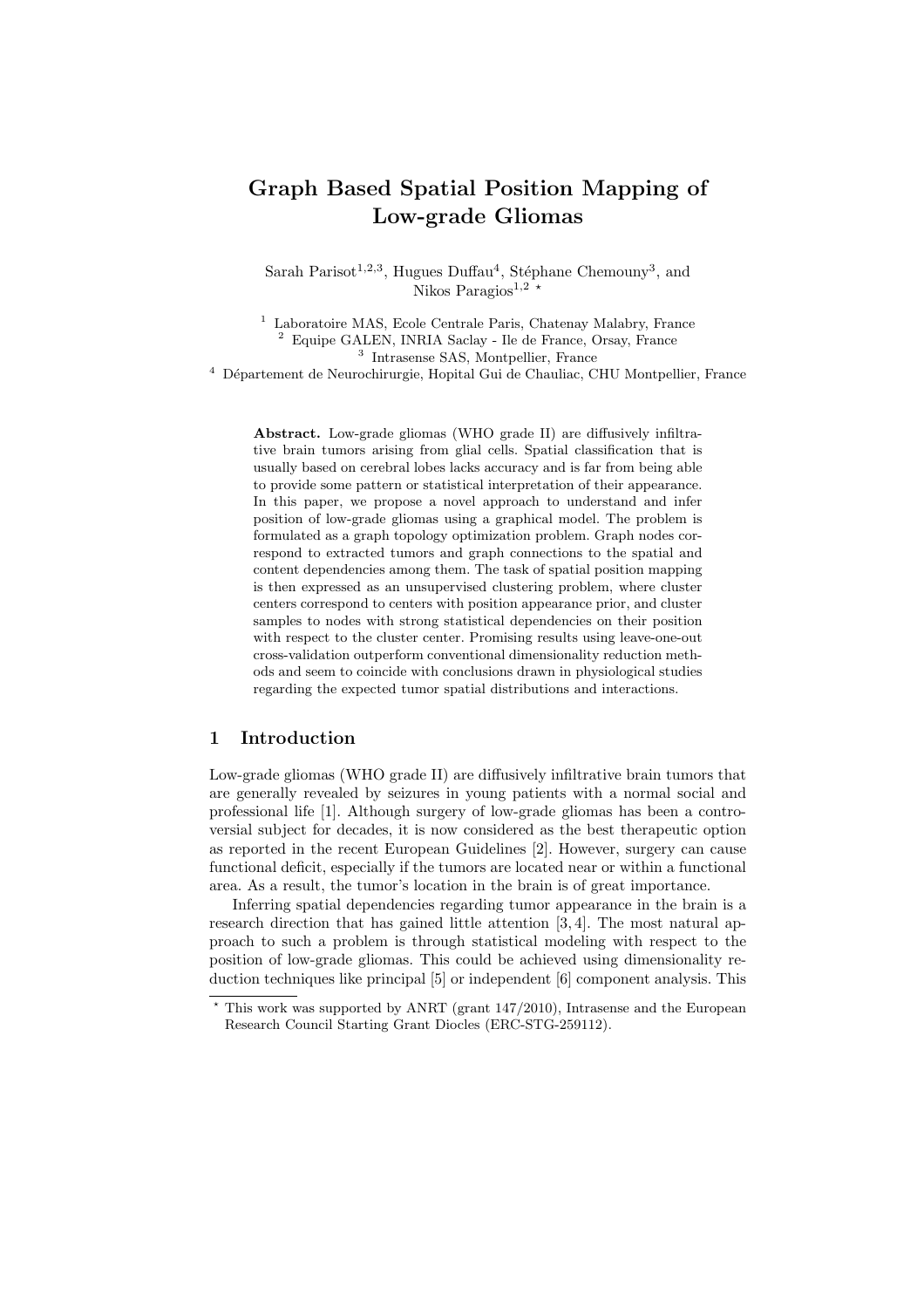# Graph Based Spatial Position Mapping of Low-grade Gliomas

Sarah Parisot[1,2,3], Hugues Duffau[4], Stéphane Chemouny[3], and Nikos Paragios[1,2] *

[1] Laboratoire MAS, Ecole Centrale Paris, Chatenay Malabry, France
[2] Equipe GALEN, INRIA Saclay - Ile de France, Orsay, France
[3] Intrasense SAS, Montpellier, France
[4] Département de Neurochirurgie, Hopital Gui de Chauliac, CHU Montpellier, France

**Abstract.** Low-grade gliomas (WHO grade II) are diffusively infiltrative brain tumors arising from glial cells. Spatial classification that is usually based on cerebral lobes lacks accuracy and is far from being able to provide some pattern or statistical interpretation of their appearance. In this paper, we propose a novel approach to understand and infer position of low-grade gliomas using a graphical model. The problem is formulated as a graph topology optimization problem. Graph nodes correspond to extracted tumors and graph connections to the spatial and content dependencies among them. The task of spatial position mapping is then expressed as an unsupervised clustering problem, where cluster centers correspond to centers with position appearance prior, and cluster samples to nodes with strong statistical dependencies on their position with respect to the cluster center. Promising results using leave-one-out cross-validation outperform conventional dimensionality reduction methods and seem to coincide with conclusions drawn in physiological studies regarding the expected tumor spatial distributions and interactions.

## 1 Introduction

Low-grade gliomas (WHO grade II) are diffusively infiltrative brain tumors that are generally revealed by seizures in young patients with a normal social and professional life [1]. Although surgery of low-grade gliomas has been a controversial subject for decades, it is now considered as the best therapeutic option as reported in the recent European Guidelines [2]. However, surgery can cause functional deficit, especially if the tumors are located near or within a functional area. As a result, the tumor's location in the brain is of great importance.

Inferring spatial dependencies regarding tumor appearance in the brain is a research direction that has gained little attention [3, 4]. The most natural approach to such a problem is through statistical modeling with respect to the position of low-grade gliomas. This could be achieved using dimensionality reduction techniques like principal [5] or independent [6] component analysis. This

* This work was supported by ANRT (grant 147/2010), Intrasense and the European Research Council Starting Grant Diocles (ERC-STG-259112).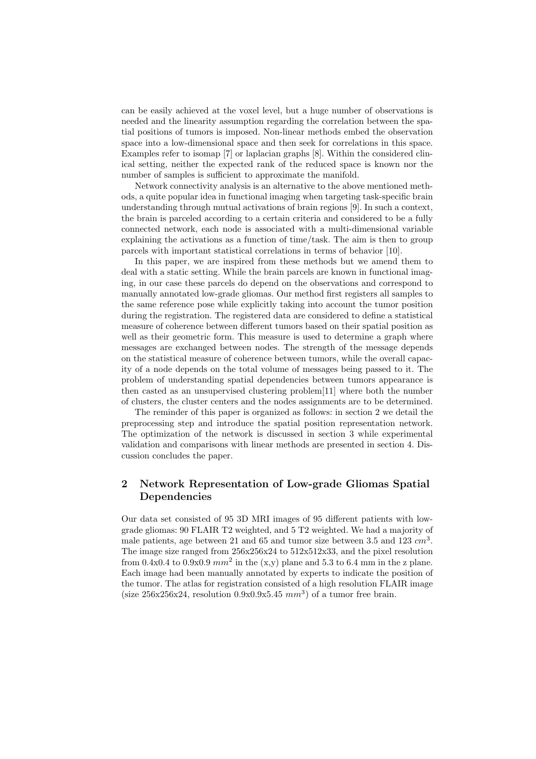can be easily achieved at the voxel level, but a huge number of observations is needed and the linearity assumption regarding the correlation between the spatial positions of tumors is imposed. Non-linear methods embed the observation space into a low-dimensional space and then seek for correlations in this space. Examples refer to isomap [7] or laplacian graphs [8]. Within the considered clinical setting, neither the expected rank of the reduced space is known nor the number of samples is sufficient to approximate the manifold.

Network connectivity analysis is an alternative to the above mentioned methods, a quite popular idea in functional imaging when targeting task-specific brain understanding through mutual activations of brain regions [9]. In such a context, the brain is parceled according to a certain criteria and considered to be a fully connected network, each node is associated with a multi-dimensional variable explaining the activations as a function of time/task. The aim is then to group parcels with important statistical correlations in terms of behavior [10].

In this paper, we are inspired from these methods but we amend them to deal with a static setting. While the brain parcels are known in functional imaging, in our case these parcels do depend on the observations and correspond to manually annotated low-grade gliomas. Our method first registers all samples to the same reference pose while explicitly taking into account the tumor position during the registration. The registered data are considered to define a statistical measure of coherence between different tumors based on their spatial position as well as their geometric form. This measure is used to determine a graph where messages are exchanged between nodes. The strength of the message depends on the statistical measure of coherence between tumors, while the overall capacity of a node depends on the total volume of messages being passed to it. The problem of understanding spatial dependencies between tumors appearance is then casted as an unsupervised clustering problem[11] where both the number of clusters, the cluster centers and the nodes assignments are to be determined.

The reminder of this paper is organized as follows: in section 2 we detail the preprocessing step and introduce the spatial position representation network. The optimization of the network is discussed in section 3 while experimental validation and comparisons with linear methods are presented in section 4. Discussion concludes the paper.

## 2 Network Representation of Low-grade Gliomas Spatial Dependencies

Our data set consisted of 95 3D MRI images of 95 different patients with low-grade gliomas: 90 FLAIR T2 weighted, and 5 T2 weighted. We had a majority of male patients, age between 21 and 65 and tumor size between 3.5 and 123 $cm^3$. The image size ranged from 256x256x24 to 512x512x33, and the pixel resolution from 0.4x0.4 to 0.9x0.9 $mm^2$ in the (x,y) plane and 5.3 to 6.4 mm in the z plane. Each image had been manually annotated by experts to indicate the position of the tumor. The atlas for registration consisted of a high resolution FLAIR image (size 256x256x24, resolution 0.9x0.9x5.45 $mm^3$) of a tumor free brain.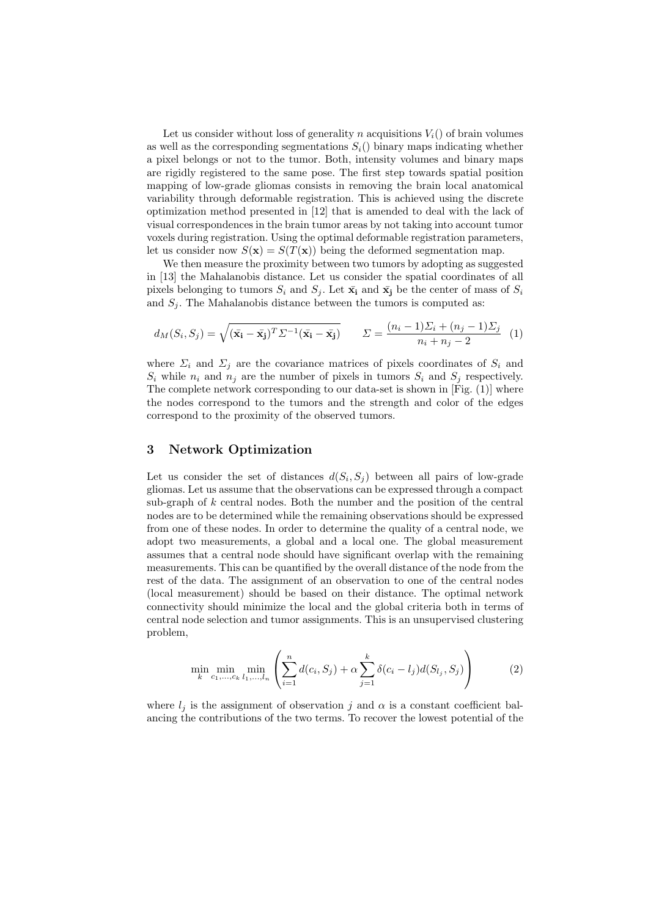Let us consider without loss of generality $n$ acquisitions $V_i()$ of brain volumes as well as the corresponding segmentations $S_i()$ binary maps indicating whether a pixel belongs or not to the tumor. Both, intensity volumes and binary maps are rigidly registered to the same pose. The first step towards spatial position mapping of low-grade gliomas consists in removing the brain local anatomical variability through deformable registration. This is achieved using the discrete optimization method presented in [12] that is amended to deal with the lack of visual correspondences in the brain tumor areas by not taking into account tumor voxels during registration. Using the optimal deformable registration parameters, let us consider now $S(\mathbf{x}) = S(T(\mathbf{x}))$ being the deformed segmentation map.

We then measure the proximity between two tumors by adopting as suggested in [13] the Mahalanobis distance. Let us consider the spatial coordinates of all pixels belonging to tumors $S_i$ and $S_j$. Let $\bar{\mathbf{x}}_\mathbf{i}$ and $\bar{\mathbf{x}}_\mathbf{j}$ be the center of mass of $S_i$ and $S_j$. The Mahalanobis distance between the tumors is computed as:

$$d_M(S_i, S_j) = \sqrt{(\bar{\mathbf{x}}_\mathbf{i} - \bar{\mathbf{x}}_\mathbf{j})^T \Sigma^{-1} (\bar{\mathbf{x}}_\mathbf{i} - \bar{\mathbf{x}}_\mathbf{j})} \qquad \Sigma = \frac{(n_i - 1)\Sigma_i + (n_j - 1)\Sigma_j}{n_i + n_j - 2} \quad (1)$$

where $\Sigma_i$ and $\Sigma_j$ are the covariance matrices of pixels coordinates of $S_i$ and $S_i$ while $n_i$ and $n_j$ are the number of pixels in tumors $S_i$ and $S_j$ respectively. The complete network corresponding to our data-set is shown in [Fig. (1)] where the nodes correspond to the tumors and the strength and color of the edges correspond to the proximity of the observed tumors.

## 3 Network Optimization

Let us consider the set of distances $d(S_i, S_j)$ between all pairs of low-grade gliomas. Let us assume that the observations can be expressed through a compact sub-graph of $k$ central nodes. Both the number and the position of the central nodes are to be determined while the remaining observations should be expressed from one of these nodes. In order to determine the quality of a central node, we adopt two measurements, a global and a local one. The global measurement assumes that a central node should have significant overlap with the remaining measurements. This can be quantified by the overall distance of the node from the rest of the data. The assignment of an observation to one of the central nodes (local measurement) should be based on their distance. The optimal network connectivity should minimize the local and the global criteria both in terms of central node selection and tumor assignments. This is an unsupervised clustering problem,

$$\min_{k} \min_{c_1,\ldots,c_k} \min_{l_1,\ldots,l_n} \left( \sum_{i=1}^{n} d(c_i, S_j) + \alpha \sum_{j=1}^{k} \delta(c_i - l_j) d(S_{l_j}, S_j) \right) \quad (2)$$

where $l_j$ is the assignment of observation $j$ and $\alpha$ is a constant coefficient balancing the contributions of the two terms. To recover the lowest potential of the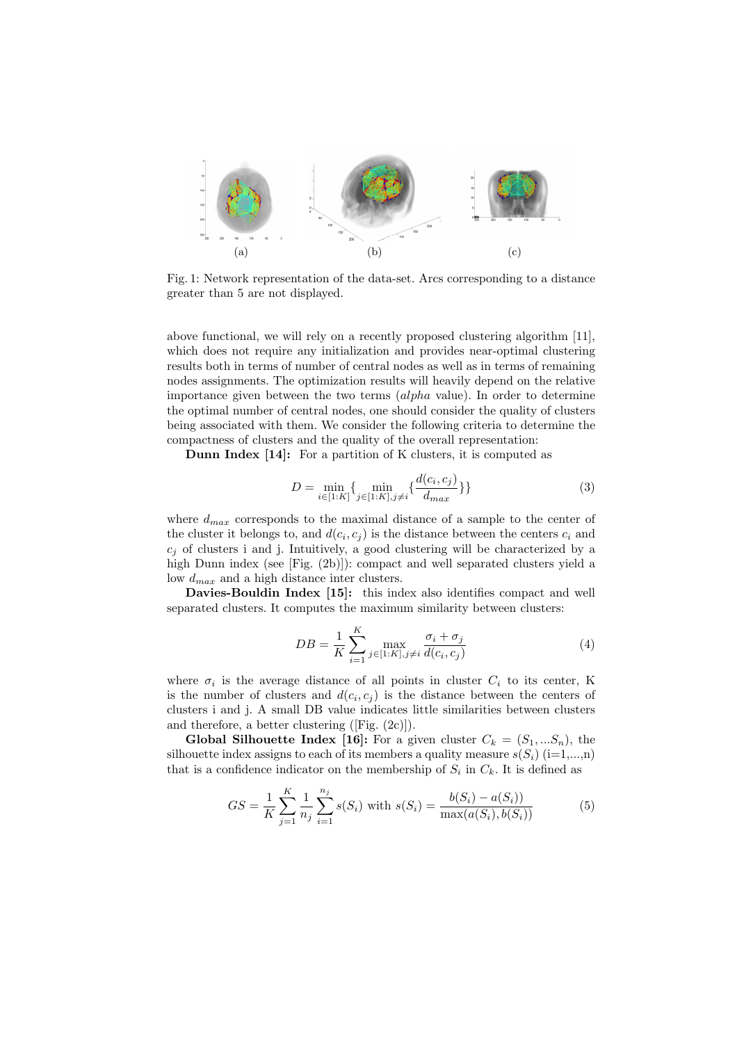(a) (b) (c)

Fig. 1: Network representation of the data-set. Arcs corresponding to a distance greater than 5 are not displayed.

above functional, we will rely on a recently proposed clustering algorithm [11], which does not require any initialization and provides near-optimal clustering results both in terms of number of central nodes as well as in terms of remaining nodes assignments. The optimization results will heavily depend on the relative importance given between the two terms (*alpha* value). In order to determine the optimal number of central nodes, one should consider the quality of clusters being associated with them. We consider the following criteria to determine the compactness of clusters and the quality of the overall representation:

**Dunn Index [14]:** For a partition of K clusters, it is computed as

$$D = \min_{i \in [1:K]} \{ \min_{j \in [1:K], j \neq i} \{ \frac{d(c_i, c_j)}{d_{max}} \} \} \tag{3}$$

where $d_{max}$ corresponds to the maximal distance of a sample to the center of the cluster it belongs to, and $d(c_i, c_j)$ is the distance between the centers $c_i$ and $c_j$ of clusters i and j. Intuitively, a good clustering will be characterized by a high Dunn index (see [Fig. (2b)]): compact and well separated clusters yield a low $d_{max}$ and a high distance inter clusters.

**Davies-Bouldin Index [15]:** this index also identifies compact and well separated clusters. It computes the maximum similarity between clusters:

$$DB = \frac{1}{K} \sum_{i=1}^{K} \max_{j \in [1:K], j \neq i} \frac{\sigma_i + \sigma_j}{d(c_i, c_j)} \tag{4}$$

where $\sigma_i$ is the average distance of all points in cluster $C_i$ to its center, K is the number of clusters and $d(c_i, c_j)$ is the distance between the centers of clusters i and j. A small DB value indicates little similarities between clusters and therefore, a better clustering ([Fig. (2c)]).

**Global Silhouette Index [16]:** For a given cluster $C_k = (S_1, ...S_n)$, the silhouette index assigns to each of its members a quality measure $s(S_i)$ (i=1,...,n) that is a confidence indicator on the membership of $S_i$ in $C_k$. It is defined as

$$GS = \frac{1}{K} \sum_{j=1}^{K} \frac{1}{n_j} \sum_{i=1}^{n_j} s(S_i) \text{ with } s(S_i) = \frac{b(S_i) - a(S_i))}{\max(a(S_i), b(S_i))} \tag{5}$$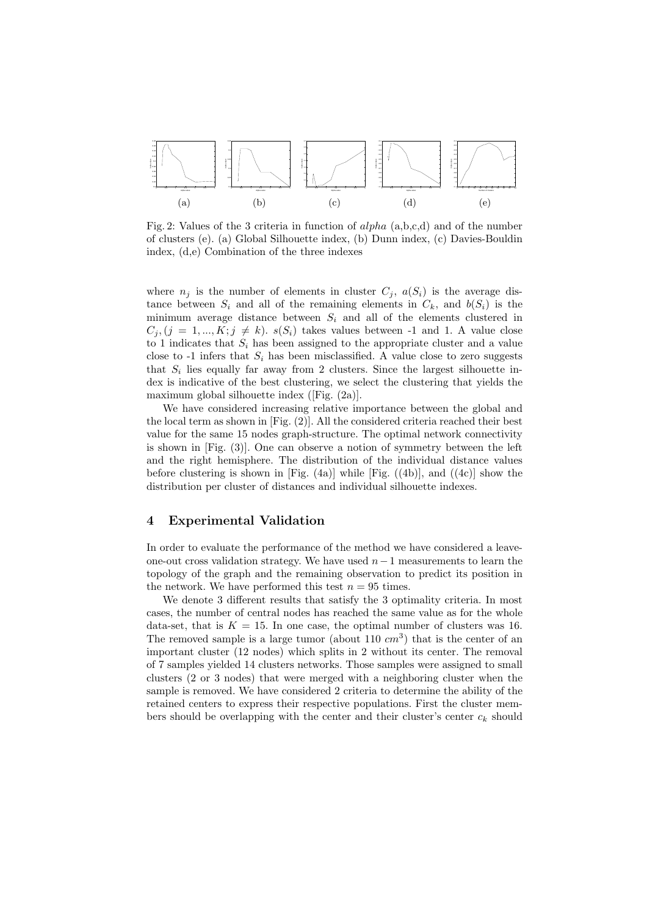(a) (b) (c) (d) (e)

Fig. 2: Values of the 3 criteria in function of *alpha* (a,b,c,d) and of the number of clusters (e). (a) Global Silhouette index, (b) Dunn index, (c) Davies-Bouldin index, (d,e) Combination of the three indexes

where $n_j$ is the number of elements in cluster $C_j$, $a(S_i)$ is the average distance between $S_i$ and all of the remaining elements in $C_k$, and $b(S_i)$ is the minimum average distance between $S_i$ and all of the elements clustered in $C_j, (j = 1, ..., K; j \neq k)$. $s(S_i)$ takes values between -1 and 1. A value close to 1 indicates that $S_i$ has been assigned to the appropriate cluster and a value close to -1 infers that $S_i$ has been misclassified. A value close to zero suggests that $S_i$ lies equally far away from 2 clusters. Since the largest silhouette index is indicative of the best clustering, we select the clustering that yields the maximum global silhouette index ([Fig. (2a)].

We have considered increasing relative importance between the global and the local term as shown in [Fig. (2)]. All the considered criteria reached their best value for the same 15 nodes graph-structure. The optimal network connectivity is shown in [Fig. (3)]. One can observe a notion of symmetry between the left and the right hemisphere. The distribution of the individual distance values before clustering is shown in [Fig. (4a)] while [Fig. ((4b)], and ((4c)] show the distribution per cluster of distances and individual silhouette indexes.

## 4 Experimental Validation

In order to evaluate the performance of the method we have considered a leave-one-out cross validation strategy. We have used $n-1$ measurements to learn the topology of the graph and the remaining observation to predict its position in the network. We have performed this test $n = 95$ times.

We denote 3 different results that satisfy the 3 optimality criteria. In most cases, the number of central nodes has reached the same value as for the whole data-set, that is $K = 15$. In one case, the optimal number of clusters was 16. The removed sample is a large tumor (about 110 $cm^3$) that is the center of an important cluster (12 nodes) which splits in 2 without its center. The removal of 7 samples yielded 14 clusters networks. Those samples were assigned to small clusters (2 or 3 nodes) that were merged with a neighboring cluster when the sample is removed. We have considered 2 criteria to determine the ability of the retained centers to express their respective populations. First the cluster members should be overlapping with the center and their cluster's center $c_k$ should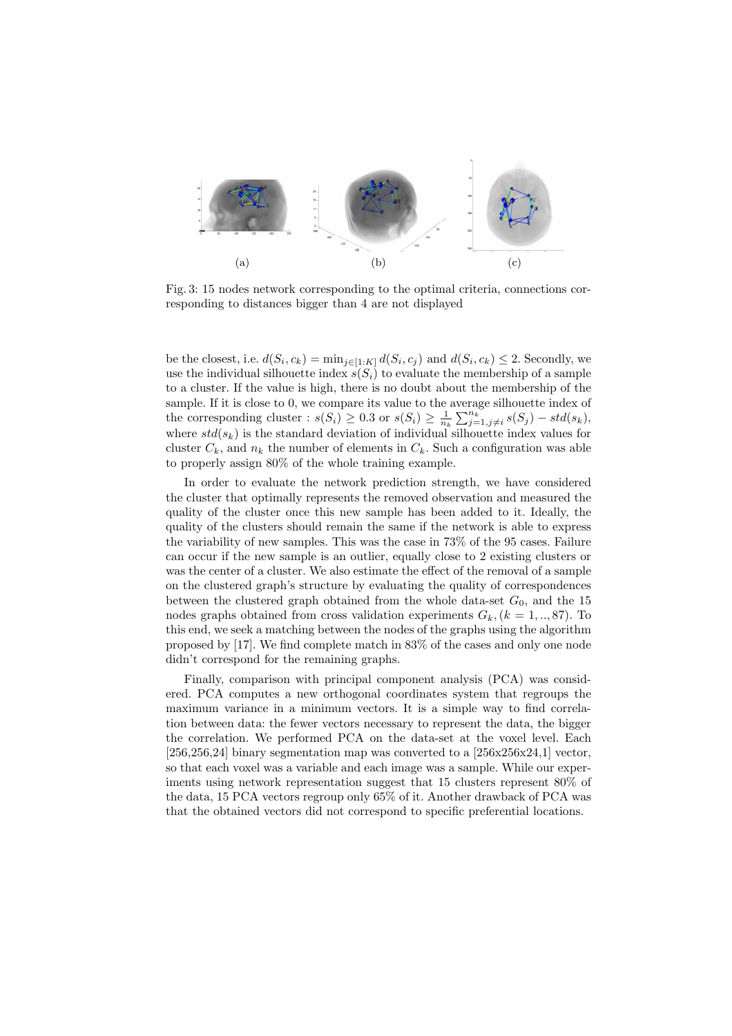(a) (b) (c)

Fig. 3: 15 nodes network corresponding to the optimal criteria, connections corresponding to distances bigger than 4 are not displayed

be the closest, i.e. $d(S_i, c_k) = \min_{j\in[1:K]} d(S_i, c_j)$ and $d(S_i, c_k) \leq 2$. Secondly, we use the individual silhouette index $s(S_i)$ to evaluate the membership of a sample to a cluster. If the value is high, there is no doubt about the membership of the sample. If it is close to 0, we compare its value to the average silhouette index of the corresponding cluster : $s(S_i) \geq 0.3$ or $s(S_i) \geq \frac{1}{n_k}\sum_{j=1,j\neq i}^{n_k} s(S_j) - std(s_k)$, where $std(s_k)$ is the standard deviation of individual silhouette index values for cluster $C_k$, and $n_k$ the number of elements in $C_k$. Such a configuration was able to properly assign 80% of the whole training example.

In order to evaluate the network prediction strength, we have considered the cluster that optimally represents the removed observation and measured the quality of the cluster once this new sample has been added to it. Ideally, the quality of the clusters should remain the same if the network is able to express the variability of new samples. This was the case in 73% of the 95 cases. Failure can occur if the new sample is an outlier, equally close to 2 existing clusters or was the center of a cluster. We also estimate the effect of the removal of a sample on the clustered graph's structure by evaluating the quality of correspondences between the clustered graph obtained from the whole data-set $G_0$, and the 15 nodes graphs obtained from cross validation experiments $G_k, (k = 1, .., 87)$. To this end, we seek a matching between the nodes of the graphs using the algorithm proposed by [17]. We find complete match in 83% of the cases and only one node didn't correspond for the remaining graphs.

Finally, comparison with principal component analysis (PCA) was considered. PCA computes a new orthogonal coordinates system that regroups the maximum variance in a minimum vectors. It is a simple way to find correlation between data: the fewer vectors necessary to represent the data, the bigger the correlation. We performed PCA on the data-set at the voxel level. Each [256,256,24] binary segmentation map was converted to a [256x256x24,1] vector, so that each voxel was a variable and each image was a sample. While our experiments using network representation suggest that 15 clusters represent 80% of the data, 15 PCA vectors regroup only 65% of it. Another drawback of PCA was that the obtained vectors did not correspond to specific preferential locations.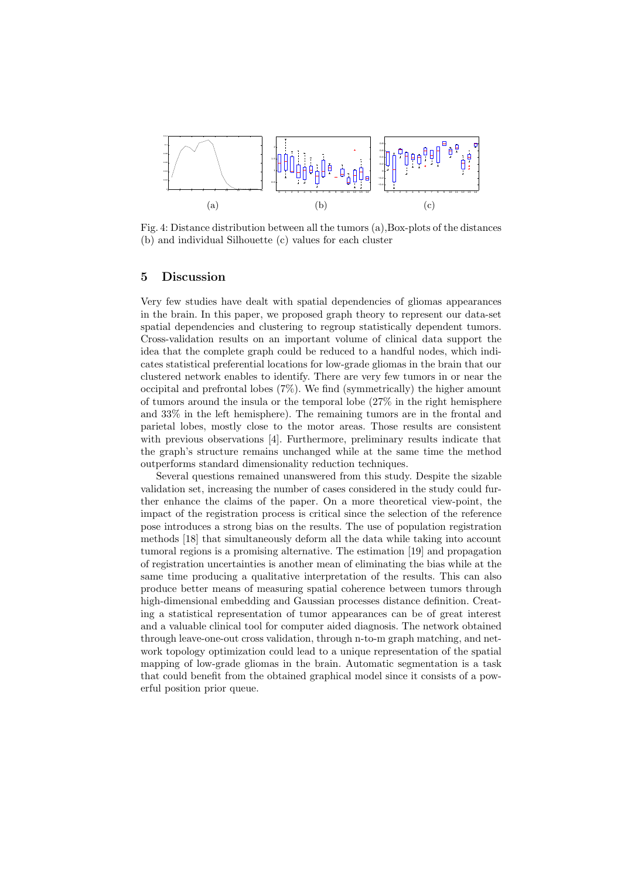(a) (b) (c)

Fig. 4: Distance distribution between all the tumors (a),Box-plots of the distances (b) and individual Silhouette (c) values for each cluster

## 5 Discussion

Very few studies have dealt with spatial dependencies of gliomas appearances in the brain. In this paper, we proposed graph theory to represent our data-set spatial dependencies and clustering to regroup statistically dependent tumors. Cross-validation results on an important volume of clinical data support the idea that the complete graph could be reduced to a handful nodes, which indicates statistical preferential locations for low-grade gliomas in the brain that our clustered network enables to identify. There are very few tumors in or near the occipital and prefrontal lobes (7%). We find (symmetrically) the higher amount of tumors around the insula or the temporal lobe (27% in the right hemisphere and 33% in the left hemisphere). The remaining tumors are in the frontal and parietal lobes, mostly close to the motor areas. Those results are consistent with previous observations [4]. Furthermore, preliminary results indicate that the graph's structure remains unchanged while at the same time the method outperforms standard dimensionality reduction techniques.

Several questions remained unanswered from this study. Despite the sizable validation set, increasing the number of cases considered in the study could further enhance the claims of the paper. On a more theoretical view-point, the impact of the registration process is critical since the selection of the reference pose introduces a strong bias on the results. The use of population registration methods [18] that simultaneously deform all the data while taking into account tumoral regions is a promising alternative. The estimation [19] and propagation of registration uncertainties is another mean of eliminating the bias while at the same time producing a qualitative interpretation of the results. This can also produce better means of measuring spatial coherence between tumors through high-dimensional embedding and Gaussian processes distance definition. Creating a statistical representation of tumor appearances can be of great interest and a valuable clinical tool for computer aided diagnosis. The network obtained through leave-one-out cross validation, through n-to-m graph matching, and network topology optimization could lead to a unique representation of the spatial mapping of low-grade gliomas in the brain. Automatic segmentation is a task that could benefit from the obtained graphical model since it consists of a powerful position prior queue.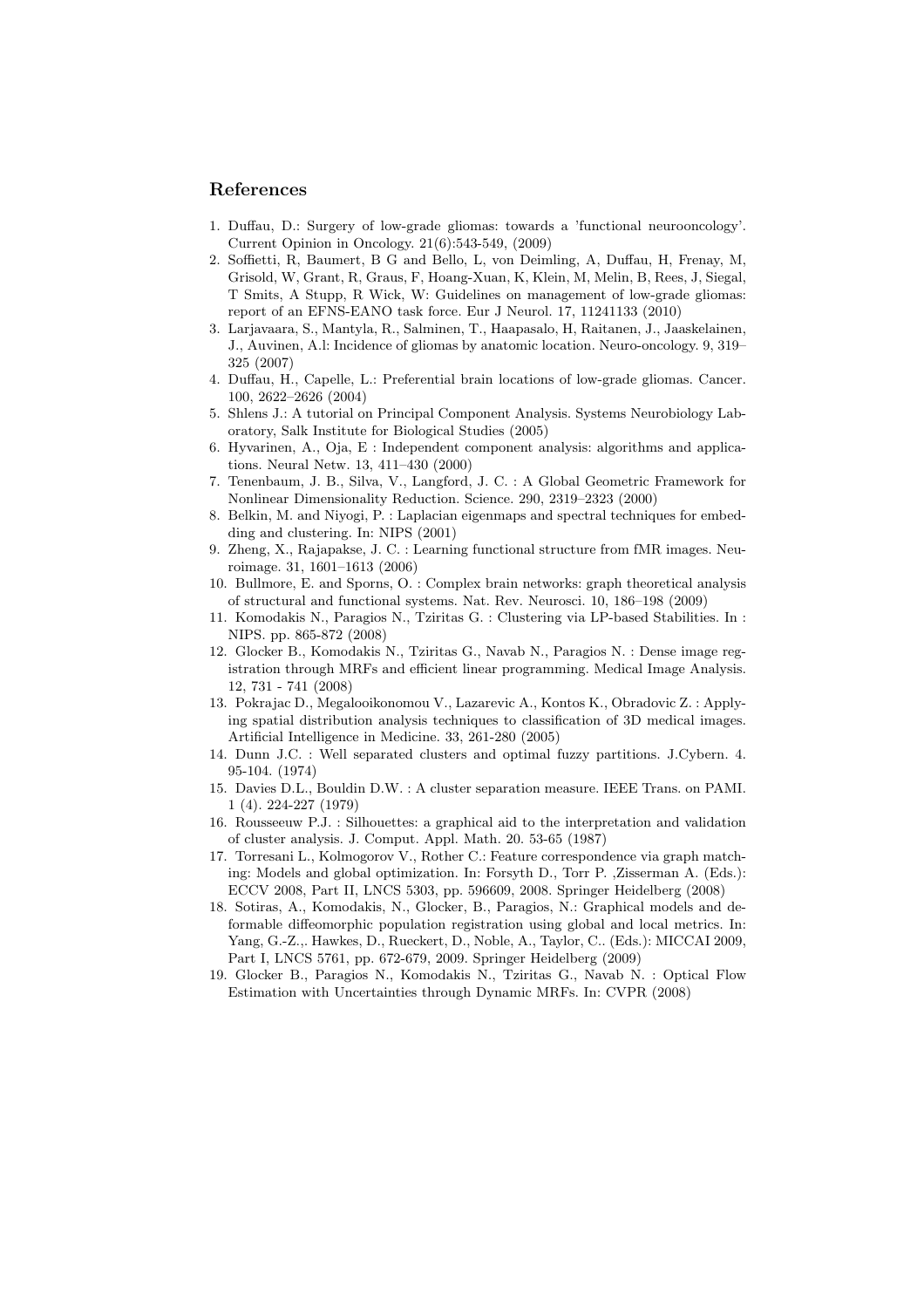## References

1. Duffau, D.: Surgery of low-grade gliomas: towards a 'functional neurooncology'. Current Opinion in Oncology. 21(6):543-549, (2009)
2. Soffietti, R, Baumert, B G and Bello, L, von Deimling, A, Duffau, H, Frenay, M, Grisold, W, Grant, R, Graus, F, Hoang-Xuan, K, Klein, M, Melin, B, Rees, J, Siegal, T Smits, A Stupp, R Wick, W: Guidelines on management of low-grade gliomas: report of an EFNS-EANO task force. Eur J Neurol. 17, 11241133 (2010)
3. Larjavaara, S., Mantyla, R., Salminen, T., Haapasalo, H, Raitanen, J., Jaaskelainen, J., Auvinen, A.l: Incidence of gliomas by anatomic location. Neuro-oncology. 9, 319–325 (2007)
4. Duffau, H., Capelle, L.: Preferential brain locations of low-grade gliomas. Cancer. 100, 2622–2626 (2004)
5. Shlens J.: A tutorial on Principal Component Analysis. Systems Neurobiology Laboratory, Salk Institute for Biological Studies (2005)
6. Hyvarinen, A., Oja, E : Independent component analysis: algorithms and applications. Neural Netw. 13, 411–430 (2000)
7. Tenenbaum, J. B., Silva, V., Langford, J. C. : A Global Geometric Framework for Nonlinear Dimensionality Reduction. Science. 290, 2319–2323 (2000)
8. Belkin, M. and Niyogi, P. : Laplacian eigenmaps and spectral techniques for embedding and clustering. In: NIPS (2001)
9. Zheng, X., Rajapakse, J. C. : Learning functional structure from fMR images. Neuroimage. 31, 1601–1613 (2006)
10. Bullmore, E. and Sporns, O. : Complex brain networks: graph theoretical analysis of structural and functional systems. Nat. Rev. Neurosci. 10, 186–198 (2009)
11. Komodakis N., Paragios N., Tziritas G. : Clustering via LP-based Stabilities. In : NIPS. pp. 865-872 (2008)
12. Glocker B., Komodakis N., Tziritas G., Navab N., Paragios N. : Dense image registration through MRFs and efficient linear programming. Medical Image Analysis. 12, 731 - 741 (2008)
13. Pokrajac D., Megalooikonomou V., Lazarevic A., Kontos K., Obradovic Z. : Applying spatial distribution analysis techniques to classification of 3D medical images. Artificial Intelligence in Medicine. 33, 261-280 (2005)
14. Dunn J.C. : Well separated clusters and optimal fuzzy partitions. J.Cybern. 4. 95-104. (1974)
15. Davies D.L., Bouldin D.W. : A cluster separation measure. IEEE Trans. on PAMI. 1 (4). 224-227 (1979)
16. Rousseeuw P.J. : Silhouettes: a graphical aid to the interpretation and validation of cluster analysis. J. Comput. Appl. Math. 20. 53-65 (1987)
17. Torresani L., Kolmogorov V., Rother C.: Feature correspondence via graph matching: Models and global optimization. In: Forsyth D., Torr P. ,Zisserman A. (Eds.): ECCV 2008, Part II, LNCS 5303, pp. 596609, 2008. Springer Heidelberg (2008)
18. Sotiras, A., Komodakis, N., Glocker, B., Paragios, N.: Graphical models and deformable diffeomorphic population registration using global and local metrics. In: Yang, G.-Z.,. Hawkes, D., Rueckert, D., Noble, A., Taylor, C.. (Eds.): MICCAI 2009, Part I, LNCS 5761, pp. 672-679, 2009. Springer Heidelberg (2009)
19. Glocker B., Paragios N., Komodakis N., Tziritas G., Navab N. : Optical Flow Estimation with Uncertainties through Dynamic MRFs. In: CVPR (2008)